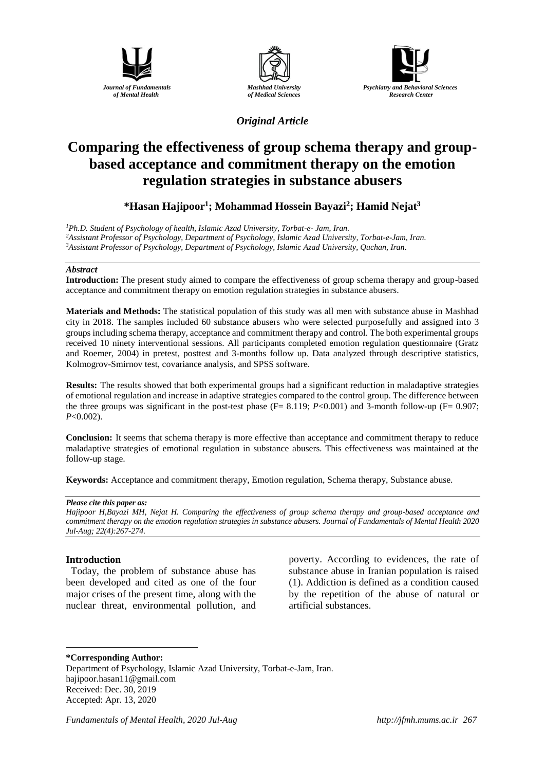*Journal of Fundamentals of Mental Health*

*Mashhad University of Medical Sciences*

*Psychiatry and Behavioral Sciences Research Center*

*Original Article*

# Comparing the effectiveness of group schema therapy and group-based acceptance and commitment therapy on the emotion regulation strategies in substance abusers

**\*Hasan Hajipoor[1]; Mohammad Hossein Bayazi[2]; Hamid Nejat[3]**

*[1]Ph.D. Student of Psychology of health, Islamic Azad University, Torbat-e- Jam, Iran.*
*[2]Assistant Professor of Psychology, Department of Psychology, Islamic Azad University, Torbat-e-Jam, Iran.*
*[3]Assistant Professor of Psychology, Department of Psychology, Islamic Azad University, Quchan, Iran.*

***Abstract***

**Introduction:** The present study aimed to compare the effectiveness of group schema therapy and group-based acceptance and commitment therapy on emotion regulation strategies in substance abusers.

**Materials and Methods:** The statistical population of this study was all men with substance abuse in Mashhad city in 2018. The samples included 60 substance abusers who were selected purposefully and assigned into 3 groups including schema therapy, acceptance and commitment therapy and control. The both experimental groups received 10 ninety interventional sessions. All participants completed emotion regulation questionnaire (Gratz and Roemer, 2004) in pretest, posttest and 3-months follow up. Data analyzed through descriptive statistics, Kolmogrov-Smirnov test, covariance analysis, and SPSS software.

**Results:** The results showed that both experimental groups had a significant reduction in maladaptive strategies of emotional regulation and increase in adaptive strategies compared to the control group. The difference between the three groups was significant in the post-test phase (F= 8.119; $P<0.001$) and 3-month follow-up (F= 0.907; $P<0.002$).

**Conclusion:** It seems that schema therapy is more effective than acceptance and commitment therapy to reduce maladaptive strategies of emotional regulation in substance abusers. This effectiveness was maintained at the follow-up stage.

**Keywords:** Acceptance and commitment therapy, Emotion regulation, Schema therapy, Substance abuse.

***Please cite this paper as:***
*Hajipoor H,Bayazi MH, Nejat H. Comparing the effectiveness of group schema therapy and group-based acceptance and commitment therapy on the emotion regulation strategies in substance abusers. Journal of Fundamentals of Mental Health 2020 Jul-Aug; 22(4):267-274.*

## Introduction

Today, the problem of substance abuse has been developed and cited as one of the four major crises of the present time, along with the nuclear threat, environmental pollution, and poverty. According to evidences, the rate of substance abuse in Iranian population is raised (1). Addiction is defined as a condition caused by the repetition of the abuse of natural or artificial substances.

**\*Corresponding Author:**
Department of Psychology, Islamic Azad University, Torbat-e-Jam, Iran.
hajipoor.hasan11@gmail.com
Received: Dec. 30, 2019
Accepted: Apr. 13, 2020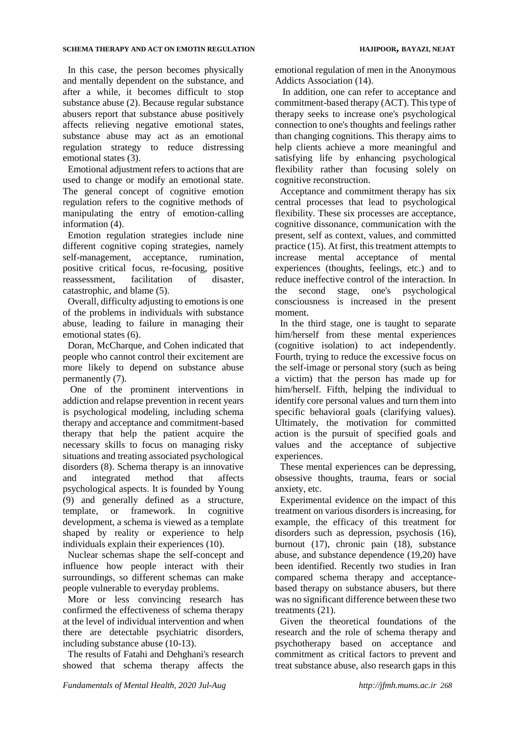In this case, the person becomes physically and mentally dependent on the substance, and after a while, it becomes difficult to stop substance abuse (2). Because regular substance abusers report that substance abuse positively affects relieving negative emotional states, substance abuse may act as an emotional regulation strategy to reduce distressing emotional states (3).

Emotional adjustment refers to actions that are used to change or modify an emotional state. The general concept of cognitive emotion regulation refers to the cognitive methods of manipulating the entry of emotion-calling information (4).

Emotion regulation strategies include nine different cognitive coping strategies, namely self-management, acceptance, rumination, positive critical focus, re-focusing, positive reassessment, facilitation of disaster, catastrophic, and blame (5).

Overall, difficulty adjusting to emotions is one of the problems in individuals with substance abuse, leading to failure in managing their emotional states (6).

Doran, McCharque, and Cohen indicated that people who cannot control their excitement are more likely to depend on substance abuse permanently (7).

One of the prominent interventions in addiction and relapse prevention in recent years is psychological modeling, including schema therapy and acceptance and commitment-based therapy that help the patient acquire the necessary skills to focus on managing risky situations and treating associated psychological disorders (8). Schema therapy is an innovative and integrated method that affects psychological aspects. It is founded by Young (9) and generally defined as a structure, template, or framework. In cognitive development, a schema is viewed as a template shaped by reality or experience to help individuals explain their experiences (10).

Nuclear schemas shape the self-concept and influence how people interact with their surroundings, so different schemas can make people vulnerable to everyday problems.

More or less convincing research has confirmed the effectiveness of schema therapy at the level of individual intervention and when there are detectable psychiatric disorders, including substance abuse (10-13).

The results of Fatahi and Dehghani's research showed that schema therapy affects the emotional regulation of men in the Anonymous Addicts Association (14).

In addition, one can refer to acceptance and commitment-based therapy (ACT). This type of therapy seeks to increase one's psychological connection to one's thoughts and feelings rather than changing cognitions. This therapy aims to help clients achieve a more meaningful and satisfying life by enhancing psychological flexibility rather than focusing solely on cognitive reconstruction.

Acceptance and commitment therapy has six central processes that lead to psychological flexibility. These six processes are acceptance, cognitive dissonance, communication with the present, self as context, values, and committed practice (15). At first, this treatment attempts to increase mental acceptance of mental experiences (thoughts, feelings, etc.) and to reduce ineffective control of the interaction. In the second stage, one's psychological consciousness is increased in the present moment.

In the third stage, one is taught to separate him/herself from these mental experiences (cognitive isolation) to act independently. Fourth, trying to reduce the excessive focus on the self-image or personal story (such as being a victim) that the person has made up for him/herself. Fifth, helping the individual to identify core personal values and turn them into specific behavioral goals (clarifying values). Ultimately, the motivation for committed action is the pursuit of specified goals and values and the acceptance of subjective experiences.

These mental experiences can be depressing, obsessive thoughts, trauma, fears or social anxiety, etc.

Experimental evidence on the impact of this treatment on various disorders is increasing, for example, the efficacy of this treatment for disorders such as depression, psychosis (16), burnout (17), chronic pain (18), substance abuse, and substance dependence (19,20) have been identified. Recently two studies in Iran compared schema therapy and acceptance-based therapy on substance abusers, but there was no significant difference between these two treatments (21).

Given the theoretical foundations of the research and the role of schema therapy and psychotherapy based on acceptance and commitment as critical factors to prevent and treat substance abuse, also research gaps in this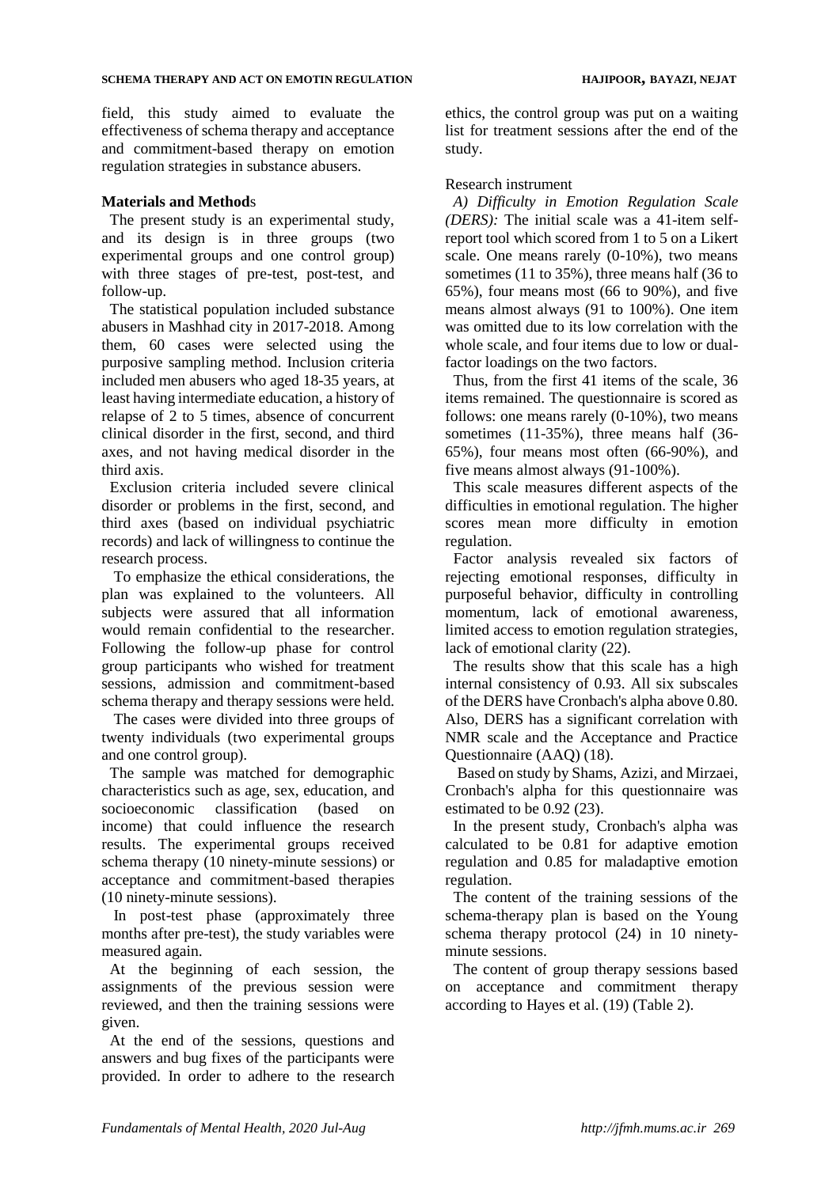field, this study aimed to evaluate the effectiveness of schema therapy and acceptance and commitment-based therapy on emotion regulation strategies in substance abusers.

## Materials and Methods

The present study is an experimental study, and its design is in three groups (two experimental groups and one control group) with three stages of pre-test, post-test, and follow-up.

The statistical population included substance abusers in Mashhad city in 2017-2018. Among them, 60 cases were selected using the purposive sampling method. Inclusion criteria included men abusers who aged 18-35 years, at least having intermediate education, a history of relapse of 2 to 5 times, absence of concurrent clinical disorder in the first, second, and third axes, and not having medical disorder in the third axis.

Exclusion criteria included severe clinical disorder or problems in the first, second, and third axes (based on individual psychiatric records) and lack of willingness to continue the research process.

To emphasize the ethical considerations, the plan was explained to the volunteers. All subjects were assured that all information would remain confidential to the researcher. Following the follow-up phase for control group participants who wished for treatment sessions, admission and commitment-based schema therapy and therapy sessions were held.

The cases were divided into three groups of twenty individuals (two experimental groups and one control group).

The sample was matched for demographic characteristics such as age, sex, education, and socioeconomic classification (based on income) that could influence the research results. The experimental groups received schema therapy (10 ninety-minute sessions) or acceptance and commitment-based therapies (10 ninety-minute sessions).

In post-test phase (approximately three months after pre-test), the study variables were measured again.

At the beginning of each session, the assignments of the previous session were reviewed, and then the training sessions were given.

At the end of the sessions, questions and answers and bug fixes of the participants were provided. In order to adhere to the research ethics, the control group was put on a waiting list for treatment sessions after the end of the study.

Research instrument

*A) Difficulty in Emotion Regulation Scale (DERS):* The initial scale was a 41-item self-report tool which scored from 1 to 5 on a Likert scale. One means rarely (0-10%), two means sometimes (11 to 35%), three means half (36 to 65%), four means most (66 to 90%), and five means almost always (91 to 100%). One item was omitted due to its low correlation with the whole scale, and four items due to low or dual-factor loadings on the two factors.

Thus, from the first 41 items of the scale, 36 items remained. The questionnaire is scored as follows: one means rarely (0-10%), two means sometimes (11-35%), three means half (36-65%), four means most often (66-90%), and five means almost always (91-100%).

This scale measures different aspects of the difficulties in emotional regulation. The higher scores mean more difficulty in emotion regulation.

Factor analysis revealed six factors of rejecting emotional responses, difficulty in purposeful behavior, difficulty in controlling momentum, lack of emotional awareness, limited access to emotion regulation strategies, lack of emotional clarity (22).

The results show that this scale has a high internal consistency of 0.93. All six subscales of the DERS have Cronbach's alpha above 0.80. Also, DERS has a significant correlation with NMR scale and the Acceptance and Practice Questionnaire (AAQ) (18).

Based on study by Shams, Azizi, and Mirzaei, Cronbach's alpha for this questionnaire was estimated to be 0.92 (23).

In the present study, Cronbach's alpha was calculated to be 0.81 for adaptive emotion regulation and 0.85 for maladaptive emotion regulation.

The content of the training sessions of the schema-therapy plan is based on the Young schema therapy protocol (24) in 10 ninety-minute sessions.

The content of group therapy sessions based on acceptance and commitment therapy according to Hayes et al. (19) (Table 2).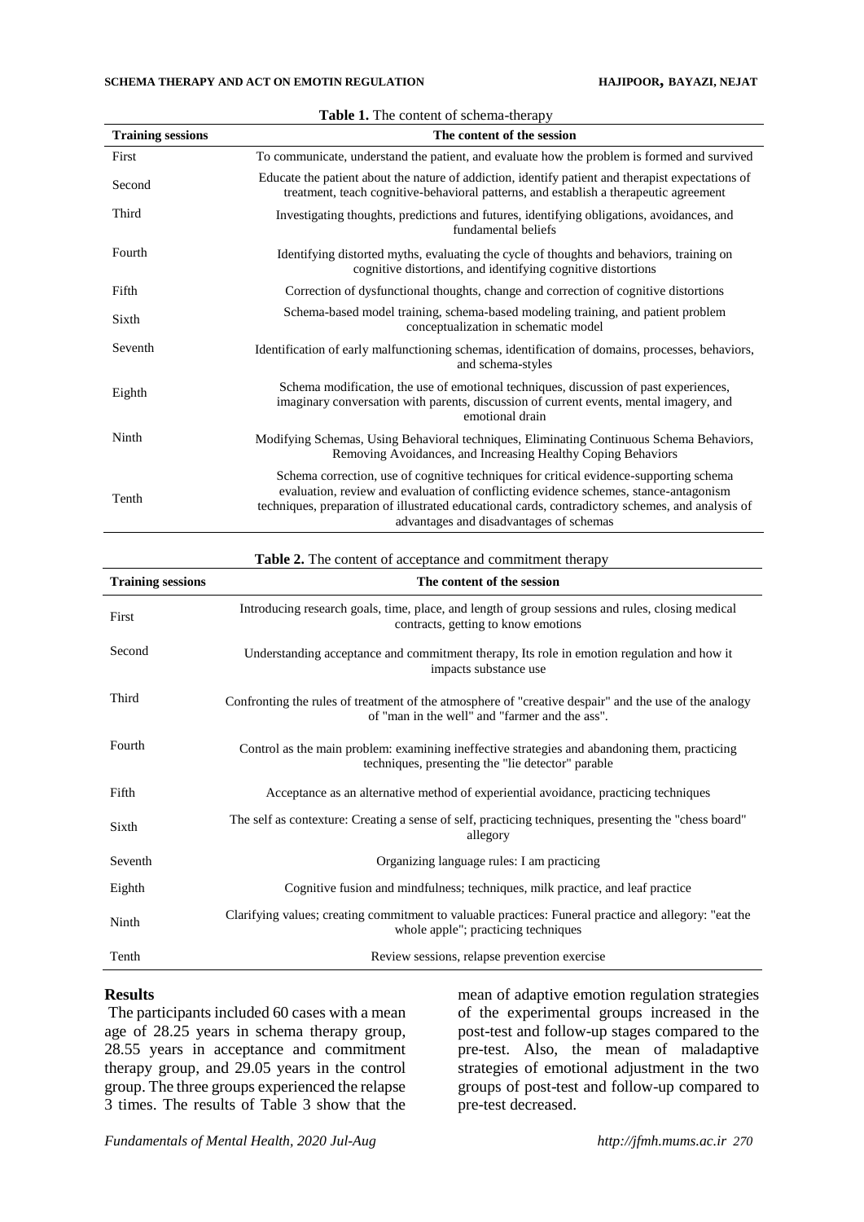**Table 1.** The content of schema-therapy

| Training sessions | The content of the session |
|---|---|
| First | To communicate, understand the patient, and evaluate how the problem is formed and survived |
| Second | Educate the patient about the nature of addiction, identify patient and therapist expectations of treatment, teach cognitive-behavioral patterns, and establish a therapeutic agreement |
| Third | Investigating thoughts, predictions and futures, identifying obligations, avoidances, and fundamental beliefs |
| Fourth | Identifying distorted myths, evaluating the cycle of thoughts and behaviors, training on cognitive distortions, and identifying cognitive distortions |
| Fifth | Correction of dysfunctional thoughts, change and correction of cognitive distortions |
| Sixth | Schema-based model training, schema-based modeling training, and patient problem conceptualization in schematic model |
| Seventh | Identification of early malfunctioning schemas, identification of domains, processes, behaviors, and schema-styles |
| Eighth | Schema modification, the use of emotional techniques, discussion of past experiences, imaginary conversation with parents, discussion of current events, mental imagery, and emotional drain |
| Ninth | Modifying Schemas, Using Behavioral techniques, Eliminating Continuous Schema Behaviors, Removing Avoidances, and Increasing Healthy Coping Behaviors |
| Tenth | Schema correction, use of cognitive techniques for critical evidence-supporting schema evaluation, review and evaluation of conflicting evidence schemes, stance-antagonism techniques, preparation of illustrated educational cards, contradictory schemes, and analysis of advantages and disadvantages of schemas |

**Table 2.** The content of acceptance and commitment therapy

| Training sessions | The content of the session |
|---|---|
| First | Introducing research goals, time, place, and length of group sessions and rules, closing medical contracts, getting to know emotions |
| Second | Understanding acceptance and commitment therapy, Its role in emotion regulation and how it impacts substance use |
| Third | Confronting the rules of treatment of the atmosphere of "creative despair" and the use of the analogy of "man in the well" and "farmer and the ass". |
| Fourth | Control as the main problem: examining ineffective strategies and abandoning them, practicing techniques, presenting the "lie detector" parable |
| Fifth | Acceptance as an alternative method of experiential avoidance, practicing techniques |
| Sixth | The self as contexture: Creating a sense of self, practicing techniques, presenting the "chess board" allegory |
| Seventh | Organizing language rules: I am practicing |
| Eighth | Cognitive fusion and mindfulness; techniques, milk practice, and leaf practice |
| Ninth | Clarifying values; creating commitment to valuable practices: Funeral practice and allegory: "eat the whole apple"; practicing techniques |
| Tenth | Review sessions, relapse prevention exercise |

## Results

The participants included 60 cases with a mean age of 28.25 years in schema therapy group, 28.55 years in acceptance and commitment therapy group, and 29.05 years in the control group. The three groups experienced the relapse 3 times. The results of Table 3 show that the mean of adaptive emotion regulation strategies of the experimental groups increased in the post-test and follow-up stages compared to the pre-test. Also, the mean of maladaptive strategies of emotional adjustment in the two groups of post-test and follow-up compared to pre-test decreased.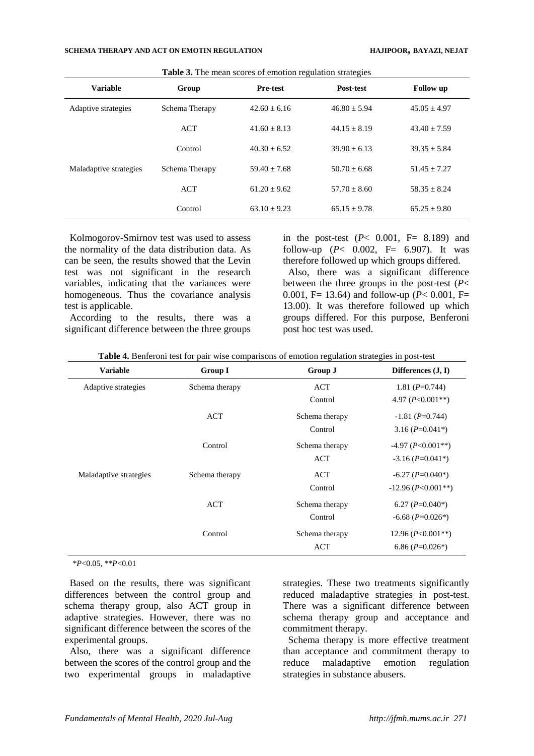**Table 3.** The mean scores of emotion regulation strategies

| Variable | Group | Pre-test | Post-test | Follow up |
|---|---|---|---|---|
| Adaptive strategies | Schema Therapy | 42.60 ± 6.16 | 46.80 ± 5.94 | 45.05 ± 4.97 |
| | ACT | 41.60 ± 8.13 | 44.15 ± 8.19 | 43.40 ± 7.59 |
| | Control | 40.30 ± 6.52 | 39.90 ± 6.13 | 39.35 ± 5.84 |
| Maladaptive strategies | Schema Therapy | 59.40 ± 7.68 | 50.70 ± 6.68 | 51.45 ± 7.27 |
| | ACT | 61.20 ± 9.62 | 57.70 ± 8.60 | 58.35 ± 8.24 |
| | Control | 63.10 ± 9.23 | 65.15 ± 9.78 | 65.25 ± 9.80 |

Kolmogorov-Smirnov test was used to assess the normality of the data distribution data. As can be seen, the results showed that the Levin test was not significant in the research variables, indicating that the variances were homogeneous. Thus the covariance analysis test is applicable.

According to the results, there was a significant difference between the three groups in the post-test ($P< 0.001$, $F= 8.189$) and follow-up ($P< 0.002$, $F= 6.907$). It was therefore followed up which groups differed.

Also, there was a significant difference between the three groups in the post-test ($P< 0.001$, $F= 13.64$) and follow-up ($P< 0.001$, $F= 13.00$). It was therefore followed up which groups differed. For this purpose, Benferoni post hoc test was used.

**Table 4.** Benferoni test for pair wise comparisons of emotion regulation strategies in post-test

| Variable | Group I | Group J | Differences (J, I) |
|---|---|---|---|
| Adaptive strategies | Schema therapy | ACT | 1.81 ($P$=0.744) |
| | | Control | 4.97 ($P$<0.001**) |
| | ACT | Schema therapy | -1.81 ($P$=0.744) |
| | | Control | 3.16 ($P$=0.041*) |
| | Control | Schema therapy | -4.97 ($P$<0.001**) |
| | | ACT | -3.16 ($P$=0.041*) |
| Maladaptive strategies | Schema therapy | ACT | -6.27 ($P$=0.040*) |
| | | Control | -12.96 ($P$<0.001**) |
| | ACT | Schema therapy | 6.27 ($P$=0.040*) |
| | | Control | -6.68 ($P$=0.026*) |
| | Control | Schema therapy | 12.96 ($P$<0.001**) |
| | | ACT | 6.86 ($P$=0.026*) |

*$P$<0.05, **$P$<0.01

Based on the results, there was significant differences between the control group and schema therapy group, also ACT group in adaptive strategies. However, there was no significant difference between the scores of the experimental groups.

Also, there was a significant difference between the scores of the control group and the two experimental groups in maladaptive strategies. These two treatments significantly reduced maladaptive strategies in post-test. There was a significant difference between schema therapy group and acceptance and commitment therapy.

Schema therapy is more effective treatment than acceptance and commitment therapy to reduce maladaptive emotion regulation strategies in substance abusers.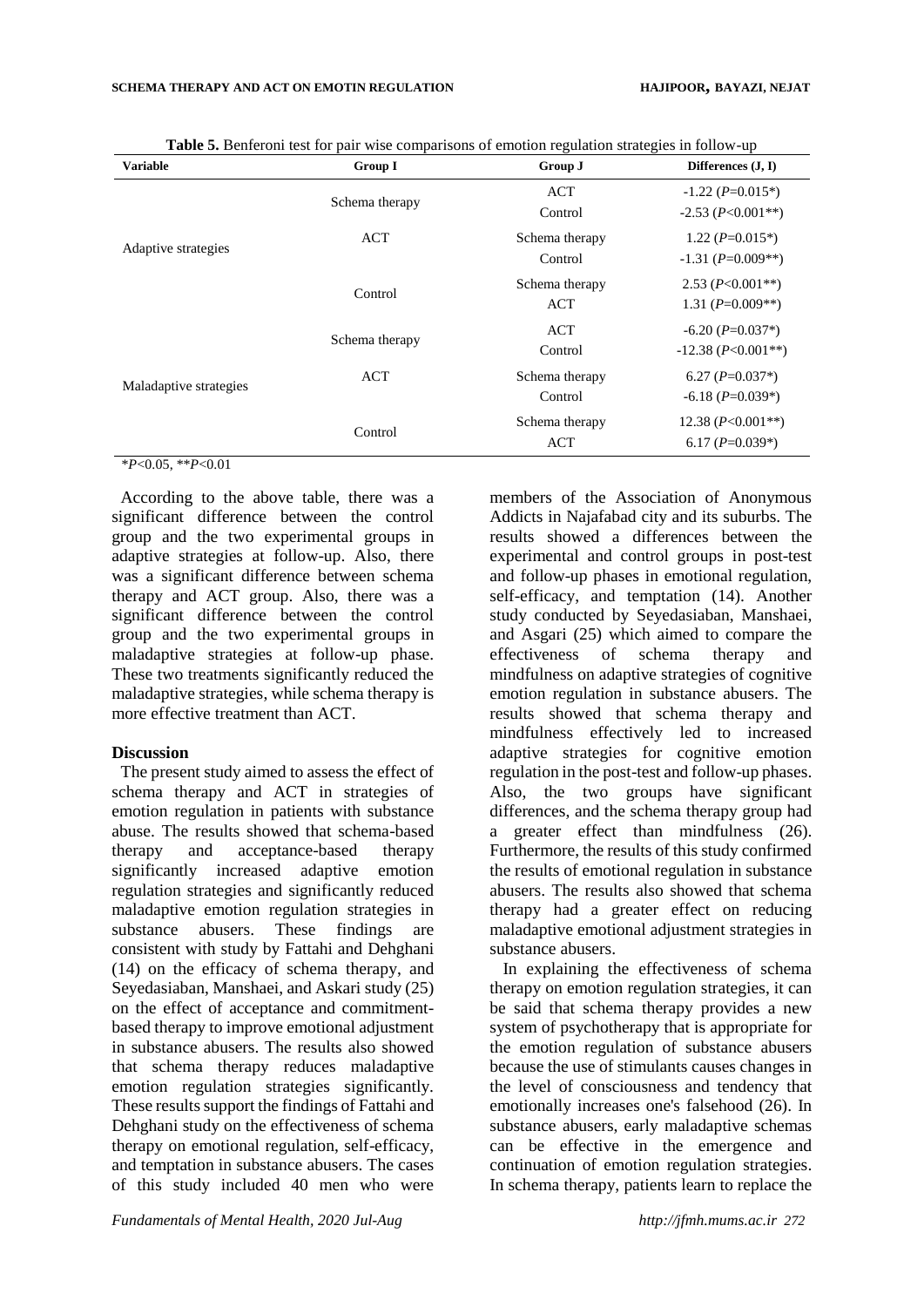**Table 5.** Benferoni test for pair wise comparisons of emotion regulation strategies in follow-up

| Variable | Group I | Group J | Differences (J, I) |
|---|---|---|---|
| Adaptive strategies | Schema therapy | ACT | -1.22 ($P$=0.015*) |
| | | Control | -2.53 ($P$<0.001**) |
| | ACT | Schema therapy | 1.22 ($P$=0.015*) |
| | | Control | -1.31 ($P$=0.009**) |
| | Control | Schema therapy | 2.53 ($P$<0.001**) |
| | | ACT | 1.31 ($P$=0.009**) |
| Maladaptive strategies | Schema therapy | ACT | -6.20 ($P$=0.037*) |
| | | Control | -12.38 ($P$<0.001**) |
| | ACT | Schema therapy | 6.27 ($P$=0.037*) |
| | | Control | -6.18 ($P$=0.039*) |
| | Control | Schema therapy | 12.38 ($P$<0.001**) |
| | | ACT | 6.17 ($P$=0.039*) |

*$P$<0.05, **$P$<0.01

According to the above table, there was a significant difference between the control group and the two experimental groups in adaptive strategies at follow-up. Also, there was a significant difference between schema therapy and ACT group. Also, there was a significant difference between the control group and the two experimental groups in maladaptive strategies at follow-up phase. These two treatments significantly reduced the maladaptive strategies, while schema therapy is more effective treatment than ACT.

## Discussion

The present study aimed to assess the effect of schema therapy and ACT in strategies of emotion regulation in patients with substance abuse. The results showed that schema-based therapy and acceptance-based therapy significantly increased adaptive emotion regulation strategies and significantly reduced maladaptive emotion regulation strategies in substance abusers. These findings are consistent with study by Fattahi and Dehghani (14) on the efficacy of schema therapy, and Seyedasiaban, Manshaei, and Askari study (25) on the effect of acceptance and commitment-based therapy to improve emotional adjustment in substance abusers. The results also showed that schema therapy reduces maladaptive emotion regulation strategies significantly. These results support the findings of Fattahi and Dehghani study on the effectiveness of schema therapy on emotional regulation, self-efficacy, and temptation in substance abusers. The cases of this study included 40 men who were members of the Association of Anonymous Addicts in Najafabad city and its suburbs. The results showed a differences between the experimental and control groups in post-test and follow-up phases in emotional regulation, self-efficacy, and temptation (14). Another study conducted by Seyedasiaban, Manshaei, and Asgari (25) which aimed to compare the effectiveness of schema therapy and mindfulness on adaptive strategies of cognitive emotion regulation in substance abusers. The results showed that schema therapy and mindfulness effectively led to increased adaptive strategies for cognitive emotion regulation in the post-test and follow-up phases. Also, the two groups have significant differences, and the schema therapy group had a greater effect than mindfulness (26). Furthermore, the results of this study confirmed the results of emotional regulation in substance abusers. The results also showed that schema therapy had a greater effect on reducing maladaptive emotional adjustment strategies in substance abusers.

In explaining the effectiveness of schema therapy on emotion regulation strategies, it can be said that schema therapy provides a new system of psychotherapy that is appropriate for the emotion regulation of substance abusers because the use of stimulants causes changes in the level of consciousness and tendency that emotionally increases one's falsehood (26). In substance abusers, early maladaptive schemas can be effective in the emergence and continuation of emotion regulation strategies. In schema therapy, patients learn to replace the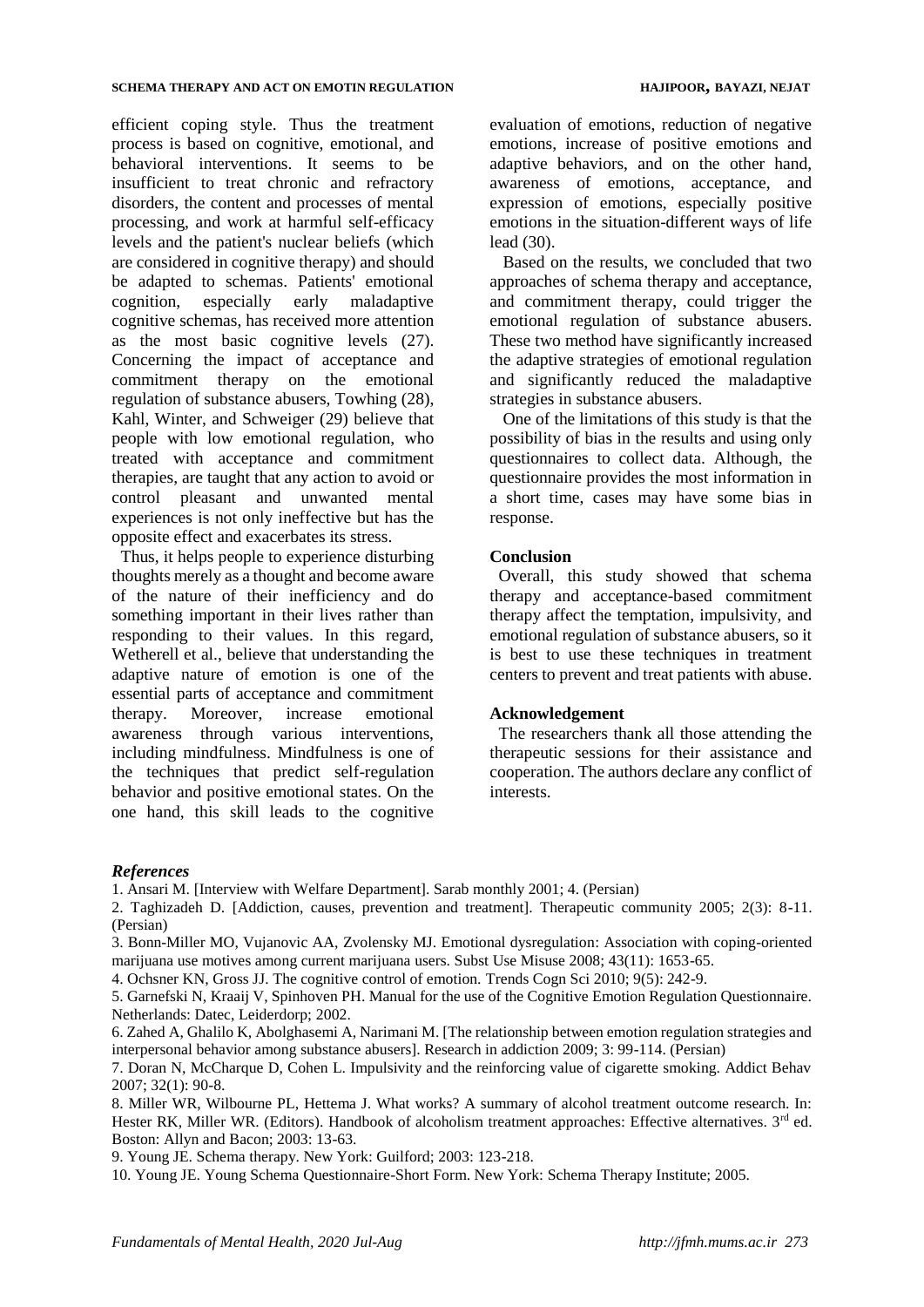efficient coping style. Thus the treatment process is based on cognitive, emotional, and behavioral interventions. It seems to be insufficient to treat chronic and refractory disorders, the content and processes of mental processing, and work at harmful self-efficacy levels and the patient's nuclear beliefs (which are considered in cognitive therapy) and should be adapted to schemas. Patients' emotional cognition, especially early maladaptive cognitive schemas, has received more attention as the most basic cognitive levels (27). Concerning the impact of acceptance and commitment therapy on the emotional regulation of substance abusers, Towhing (28), Kahl, Winter, and Schweiger (29) believe that people with low emotional regulation, who treated with acceptance and commitment therapies, are taught that any action to avoid or control pleasant and unwanted mental experiences is not only ineffective but has the opposite effect and exacerbates its stress.

Thus, it helps people to experience disturbing thoughts merely as a thought and become aware of the nature of their inefficiency and do something important in their lives rather than responding to their values. In this regard, Wetherell et al., believe that understanding the adaptive nature of emotion is one of the essential parts of acceptance and commitment therapy. Moreover, increase emotional awareness through various interventions, including mindfulness. Mindfulness is one of the techniques that predict self-regulation behavior and positive emotional states. On the one hand, this skill leads to the cognitive evaluation of emotions, reduction of negative emotions, increase of positive emotions and adaptive behaviors, and on the other hand, awareness of emotions, acceptance, and expression of emotions, especially positive emotions in the situation-different ways of life lead (30).

Based on the results, we concluded that two approaches of schema therapy and acceptance, and commitment therapy, could trigger the emotional regulation of substance abusers. These two method have significantly increased the adaptive strategies of emotional regulation and significantly reduced the maladaptive strategies in substance abusers.

One of the limitations of this study is that the possibility of bias in the results and using only questionnaires to collect data. Although, the questionnaire provides the most information in a short time, cases may have some bias in response.

## Conclusion

Overall, this study showed that schema therapy and acceptance-based commitment therapy affect the temptation, impulsivity, and emotional regulation of substance abusers, so it is best to use these techniques in treatment centers to prevent and treat patients with abuse.

## Acknowledgement

The researchers thank all those attending the therapeutic sessions for their assistance and cooperation. The authors declare any conflict of interests.

## *References*

1. Ansari M. [Interview with Welfare Department]. Sarab monthly 2001; 4. (Persian)
2. Taghizadeh D. [Addiction, causes, prevention and treatment]. Therapeutic community 2005; 2(3): 8-11. (Persian)
3. Bonn-Miller MO, Vujanovic AA, Zvolensky MJ. Emotional dysregulation: Association with coping-oriented marijuana use motives among current marijuana users. Subst Use Misuse 2008; 43(11): 1653-65.
4. Ochsner KN, Gross JJ. The cognitive control of emotion. Trends Cogn Sci 2010; 9(5): 242-9.
5. Garnefski N, Kraaij V, Spinhoven PH. Manual for the use of the Cognitive Emotion Regulation Questionnaire. Netherlands: Datec, Leiderdorp; 2002.
6. Zahed A, Ghalilo K, Abolghasemi A, Narimani M. [The relationship between emotion regulation strategies and interpersonal behavior among substance abusers]. Research in addiction 2009; 3: 99-114. (Persian)
7. Doran N, McCharque D, Cohen L. Impulsivity and the reinforcing value of cigarette smoking. Addict Behav 2007; 32(1): 90-8.
8. Miller WR, Wilbourne PL, Hettema J. What works? A summary of alcohol treatment outcome research. In: Hester RK, Miller WR. (Editors). Handbook of alcoholism treatment approaches: Effective alternatives. 3rd ed. Boston: Allyn and Bacon; 2003: 13-63.
9. Young JE. Schema therapy. New York: Guilford; 2003: 123-218.
10. Young JE. Young Schema Questionnaire-Short Form. New York: Schema Therapy Institute; 2005.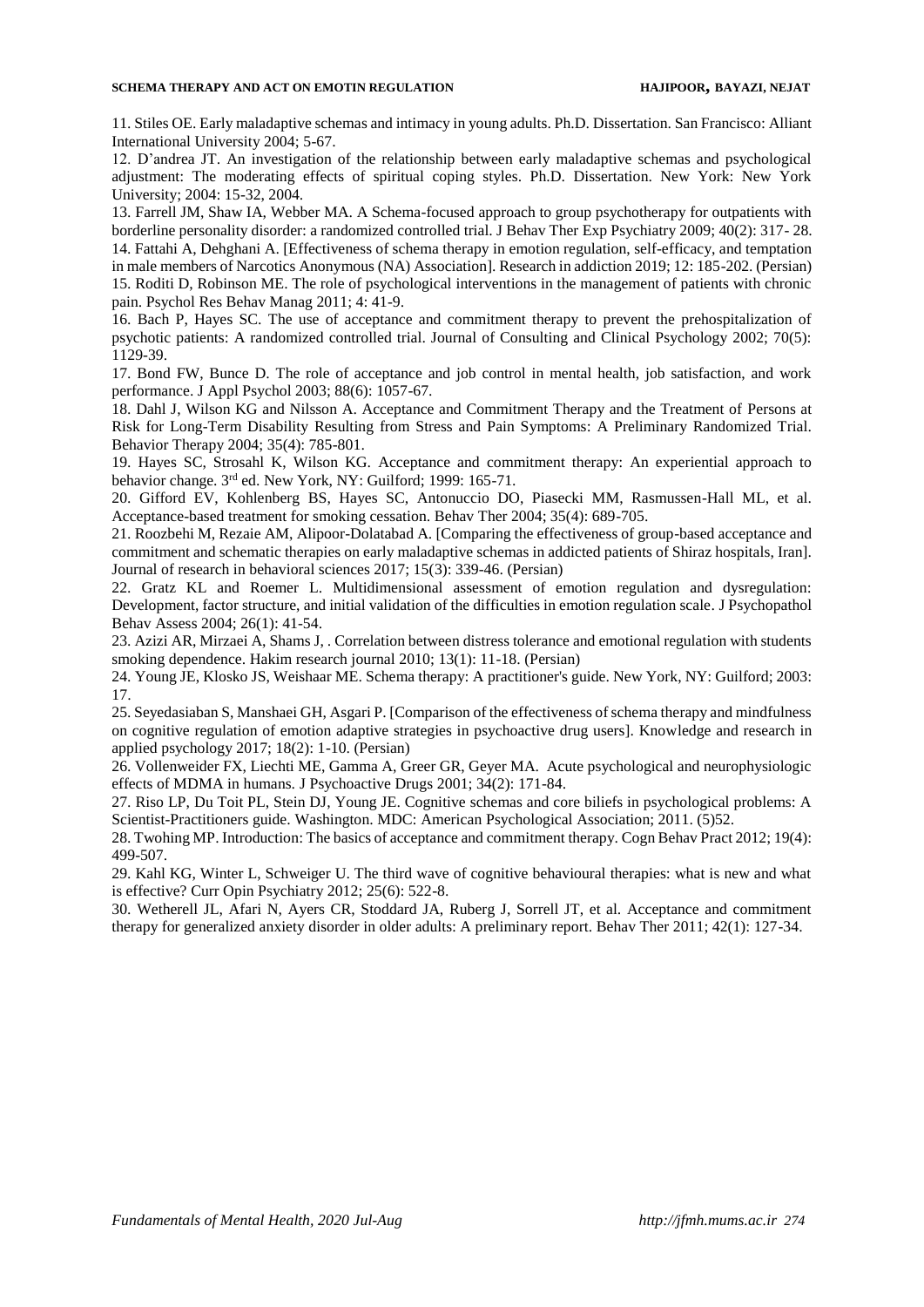11. Stiles OE. Early maladaptive schemas and intimacy in young adults. Ph.D. Dissertation. San Francisco: Alliant International University 2004; 5-67.

12. D'andrea JT. An investigation of the relationship between early maladaptive schemas and psychological adjustment: The moderating effects of spiritual coping styles. Ph.D. Dissertation. New York: New York University; 2004: 15-32, 2004.

13. Farrell JM, Shaw IA, Webber MA. A Schema-focused approach to group psychotherapy for outpatients with borderline personality disorder: a randomized controlled trial. J Behav Ther Exp Psychiatry 2009; 40(2): 317- 28.

14. Fattahi A, Dehghani A. [Effectiveness of schema therapy in emotion regulation, self-efficacy, and temptation in male members of Narcotics Anonymous (NA) Association]. Research in addiction 2019; 12: 185-202. (Persian)

15. Roditi D, Robinson ME. The role of psychological interventions in the management of patients with chronic pain. Psychol Res Behav Manag 2011; 4: 41-9.

16. Bach P, Hayes SC. The use of acceptance and commitment therapy to prevent the prehospitalization of psychotic patients: A randomized controlled trial. Journal of Consulting and Clinical Psychology 2002; 70(5): 1129-39.

17. Bond FW, Bunce D. The role of acceptance and job control in mental health, job satisfaction, and work performance. J Appl Psychol 2003; 88(6): 1057-67.

18. Dahl J, Wilson KG and Nilsson A. Acceptance and Commitment Therapy and the Treatment of Persons at Risk for Long-Term Disability Resulting from Stress and Pain Symptoms: A Preliminary Randomized Trial. Behavior Therapy 2004; 35(4): 785-801.

19. Hayes SC, Strosahl K, Wilson KG. Acceptance and commitment therapy: An experiential approach to behavior change. 3rd ed. New York, NY: Guilford; 1999: 165-71.

20. Gifford EV, Kohlenberg BS, Hayes SC, Antonuccio DO, Piasecki MM, Rasmussen-Hall ML, et al. Acceptance-based treatment for smoking cessation. Behav Ther 2004; 35(4): 689-705.

21. Roozbehi M, Rezaie AM, Alipoor-Dolatabad A. [Comparing the effectiveness of group-based acceptance and commitment and schematic therapies on early maladaptive schemas in addicted patients of Shiraz hospitals, Iran]. Journal of research in behavioral sciences 2017; 15(3): 339-46. (Persian)

22. Gratz KL and Roemer L. Multidimensional assessment of emotion regulation and dysregulation: Development, factor structure, and initial validation of the difficulties in emotion regulation scale. J Psychopathol Behav Assess 2004; 26(1): 41-54.

23. Azizi AR, Mirzaei A, Shams J, . Correlation between distress tolerance and emotional regulation with students smoking dependence. Hakim research journal 2010; 13(1): 11-18. (Persian)

24. Young JE, Klosko JS, Weishaar ME. Schema therapy: A practitioner's guide. New York, NY: Guilford; 2003: 17.

25. Seyedasiaban S, Manshaei GH, Asgari P. [Comparison of the effectiveness of schema therapy and mindfulness on cognitive regulation of emotion adaptive strategies in psychoactive drug users]. Knowledge and research in applied psychology 2017; 18(2): 1-10. (Persian)

26. Vollenweider FX, Liechti ME, Gamma A, Greer GR, Geyer MA. Acute psychological and neurophysiologic effects of MDMA in humans. J Psychoactive Drugs 2001; 34(2): 171-84.

27. Riso LP, Du Toit PL, Stein DJ, Young JE. Cognitive schemas and core biliefs in psychological problems: A Scientist-Practitioners guide. Washington. MDC: American Psychological Association; 2011. (5)52.

28. Twohing MP. Introduction: The basics of acceptance and commitment therapy. Cogn Behav Pract 2012; 19(4): 499-507.

29. Kahl KG, Winter L, Schweiger U. The third wave of cognitive behavioural therapies: what is new and what is effective? Curr Opin Psychiatry 2012; 25(6): 522-8.

30. Wetherell JL, Afari N, Ayers CR, Stoddard JA, Ruberg J, Sorrell JT, et al. Acceptance and commitment therapy for generalized anxiety disorder in older adults: A preliminary report. Behav Ther 2011; 42(1): 127-34.